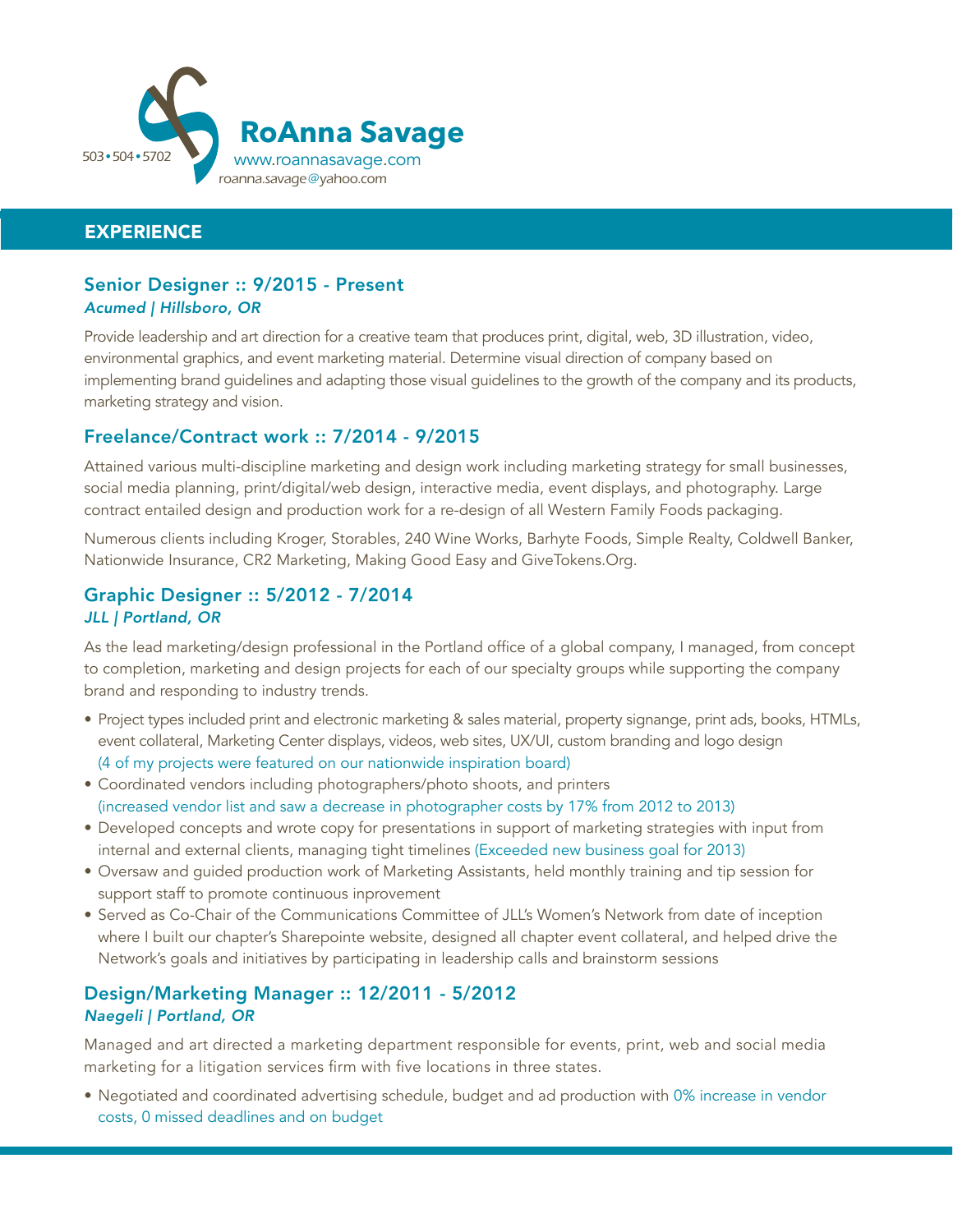503 • 504 • 5702

# RoAnna Savage

www.roannasavage.com
roanna.savage@yahoo.com

## EXPERIENCE

### Senior Designer :: 9/2015 - Present

*Acumed | Hillsboro, OR*

Provide leadership and art direction for a creative team that produces print, digital, web, 3D illustration, video, environmental graphics, and event marketing material. Determine visual direction of company based on implementing brand guidelines and adapting those visual guidelines to the growth of the company and its products, marketing strategy and vision.

### Freelance/Contract work :: 7/2014 - 9/2015

Attained various multi-discipline marketing and design work including marketing strategy for small businesses, social media planning, print/digital/web design, interactive media, event displays, and photography. Large contract entailed design and production work for a re-design of all Western Family Foods packaging.

Numerous clients including Kroger, Storables, 240 Wine Works, Barhyte Foods, Simple Realty, Coldwell Banker, Nationwide Insurance, CR2 Marketing, Making Good Easy and GiveTokens.Org.

### Graphic Designer :: 5/2012 - 7/2014

*JLL | Portland, OR*

As the lead marketing/design professional in the Portland office of a global company, I managed, from concept to completion, marketing and design projects for each of our specialty groups while supporting the company brand and responding to industry trends.

- Project types included print and electronic marketing & sales material, property signange, print ads, books, HTMLs, event collateral, Marketing Center displays, videos, web sites, UX/UI, custom branding and logo design (4 of my projects were featured on our nationwide inspiration board)
- Coordinated vendors including photographers/photo shoots, and printers (increased vendor list and saw a decrease in photographer costs by 17% from 2012 to 2013)
- Developed concepts and wrote copy for presentations in support of marketing strategies with input from internal and external clients, managing tight timelines (Exceeded new business goal for 2013)
- Oversaw and guided production work of Marketing Assistants, held monthly training and tip session for support staff to promote continuous inprovement
- Served as Co-Chair of the Communications Committee of JLL's Women's Network from date of inception where I built our chapter's Sharepointe website, designed all chapter event collateral, and helped drive the Network's goals and initiatives by participating in leadership calls and brainstorm sessions

### Design/Marketing Manager :: 12/2011 - 5/2012

*Naegeli | Portland, OR*

Managed and art directed a marketing department responsible for events, print, web and social media marketing for a litigation services firm with five locations in three states.

- Negotiated and coordinated advertising schedule, budget and ad production with 0% increase in vendor costs, 0 missed deadlines and on budget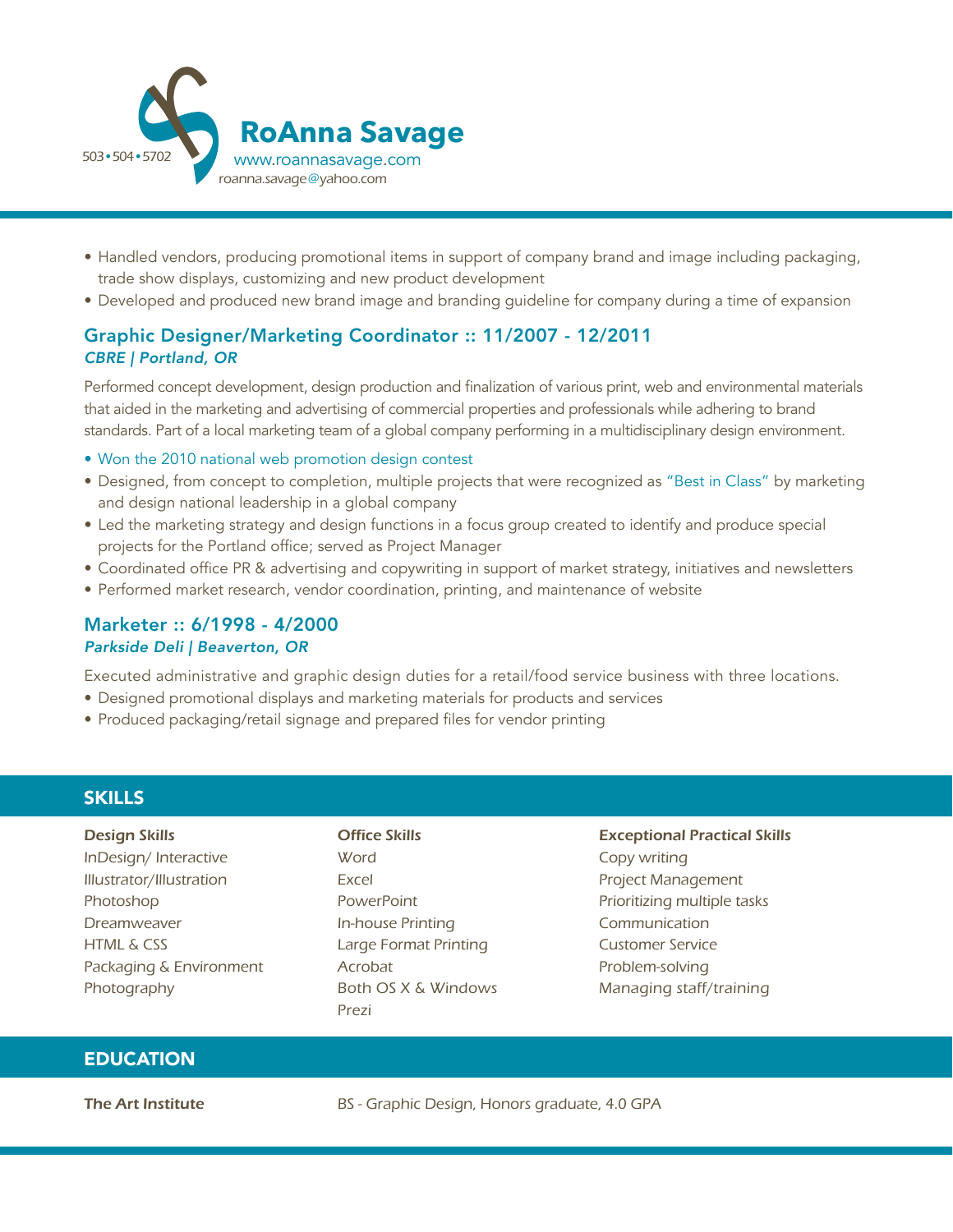# RoAnna Savage

503 • 504 • 5702
www.roannasavage.com
roanna.savage@yahoo.com

- Handled vendors, producing promotional items in support of company brand and image including packaging, trade show displays, customizing and new product development
- Developed and produced new brand image and branding guideline for company during a time of expansion

### Graphic Designer/Marketing Coordinator :: 11/2007 - 12/2011
*CBRE | Portland, OR*

Performed concept development, design production and finalization of various print, web and environmental materials that aided in the marketing and advertising of commercial properties and professionals while adhering to brand standards. Part of a local marketing team of a global company performing in a multidisciplinary design environment.

- Won the 2010 national web promotion design contest
- Designed, from concept to completion, multiple projects that were recognized as "Best in Class" by marketing and design national leadership in a global company
- Led the marketing strategy and design functions in a focus group created to identify and produce special projects for the Portland office; served as Project Manager
- Coordinated office PR & advertising and copywriting in support of market strategy, initiatives and newsletters
- Performed market research, vendor coordination, printing, and maintenance of website

### Marketer :: 6/1998 - 4/2000
*Parkside Deli | Beaverton, OR*

Executed administrative and graphic design duties for a retail/food service business with three locations.

- Designed promotional displays and marketing materials for products and services
- Produced packaging/retail signage and prepared files for vendor printing

## SKILLS

**Design Skills**
InDesign/ Interactive
Illustrator/Illustration
Photoshop
Dreamweaver
HTML & CSS
Packaging & Environment
Photography

**Office Skills**
Word
Excel
PowerPoint
In-house Printing
Large Format Printing
Acrobat
Both OS X & Windows
Prezi

**Exceptional Practical Skills**
Copy writing
Project Management
Prioritizing multiple tasks
Communication
Customer Service
Problem-solving
Managing staff/training

## EDUCATION

**The Art Institute** — *BS - Graphic Design, Honors graduate, 4.0 GPA*